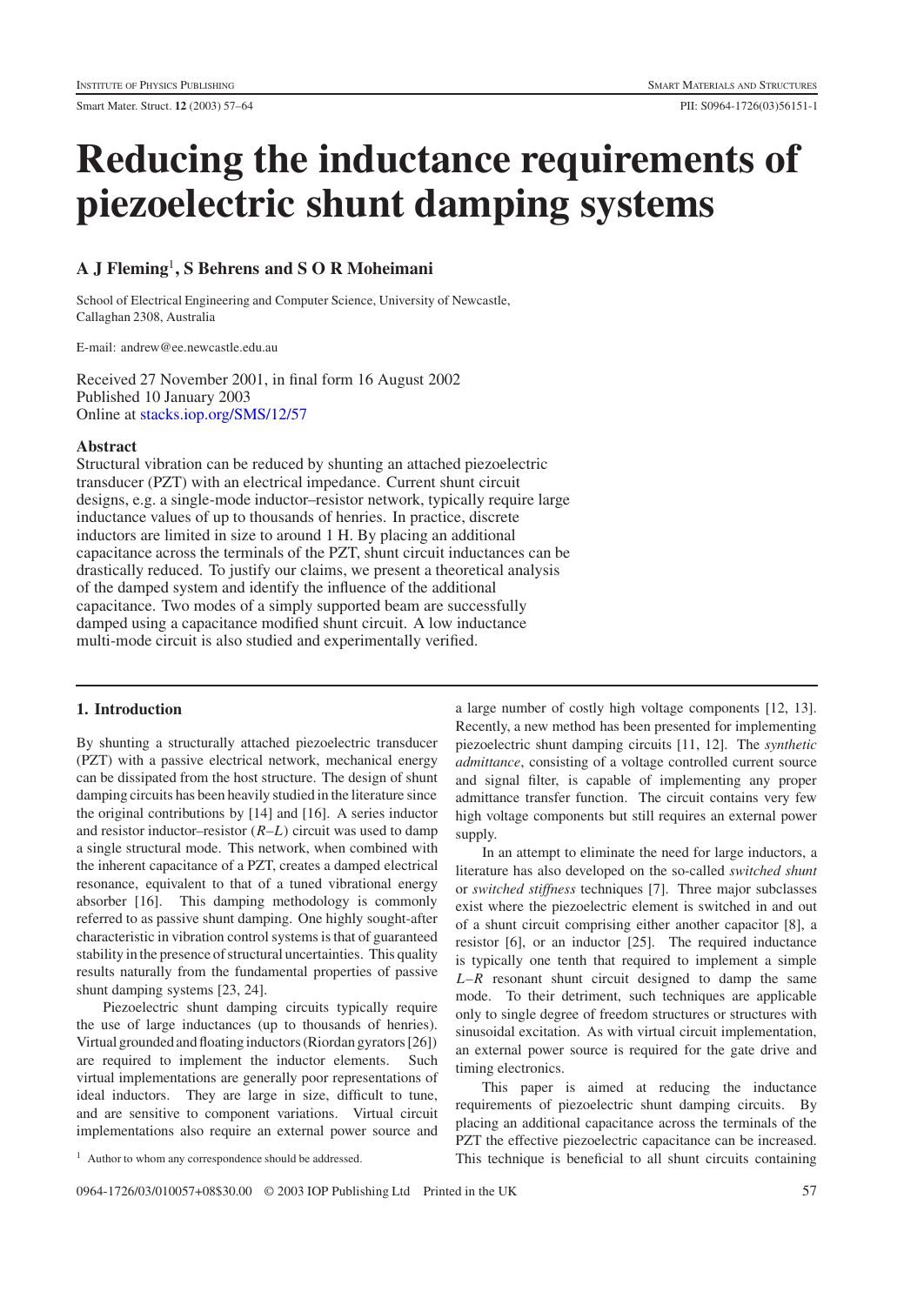# Reducing the inductance requirements of piezoelectric shunt damping systems

**A J Fleming[1], S Behrens and S O R Moheimani**

School of Electrical Engineering and Computer Science, University of Newcastle, Callaghan 2308, Australia

E-mail: andrew@ee.newcastle.edu.au

Received 27 November 2001, in final form 16 August 2002
Published 10 January 2003
Online at stacks.iop.org/SMS/12/57

## Abstract

Structural vibration can be reduced by shunting an attached piezoelectric transducer (PZT) with an electrical impedance. Current shunt circuit designs, e.g. a single-mode inductor–resistor network, typically require large inductance values of up to thousands of henries. In practice, discrete inductors are limited in size to around 1 H. By placing an additional capacitance across the terminals of the PZT, shunt circuit inductances can be drastically reduced. To justify our claims, we present a theoretical analysis of the damped system and identify the influence of the additional capacitance. Two modes of a simply supported beam are successfully damped using a capacitance modified shunt circuit. A low inductance multi-mode circuit is also studied and experimentally verified.

## 1. Introduction

By shunting a structurally attached piezoelectric transducer (PZT) with a passive electrical network, mechanical energy can be dissipated from the host structure. The design of shunt damping circuits has been heavily studied in the literature since the original contributions by [14] and [16]. A series inductor and resistor inductor–resistor ($R$–$L$) circuit was used to damp a single structural mode. This network, when combined with the inherent capacitance of a PZT, creates a damped electrical resonance, equivalent to that of a tuned vibrational energy absorber [16]. This damping methodology is commonly referred to as passive shunt damping. One highly sought-after characteristic in vibration control systems is that of guaranteed stability in the presence of structural uncertainties. This quality results naturally from the fundamental properties of passive shunt damping systems [23, 24].

Piezoelectric shunt damping circuits typically require the use of large inductances (up to thousands of henries). Virtual grounded and floating inductors (Riordan gyrators [26]) are required to implement the inductor elements. Such virtual implementations are generally poor representations of ideal inductors. They are large in size, difficult to tune, and are sensitive to component variations. Virtual circuit implementations also require an external power source and a large number of costly high voltage components [12, 13]. Recently, a new method has been presented for implementing piezoelectric shunt damping circuits [11, 12]. The *synthetic admittance*, consisting of a voltage controlled current source and signal filter, is capable of implementing any proper admittance transfer function. The circuit contains very few high voltage components but still requires an external power supply.

In an attempt to eliminate the need for large inductors, a literature has also developed on the so-called *switched shunt* or *switched stiffness* techniques [7]. Three major subclasses exist where the piezoelectric element is switched in and out of a shunt circuit comprising either another capacitor [8], a resistor [6], or an inductor [25]. The required inductance is typically one tenth that required to implement a simple $L$–$R$ resonant shunt circuit designed to damp the same mode. To their detriment, such techniques are applicable only to single degree of freedom structures or structures with sinusoidal excitation. As with virtual circuit implementation, an external power source is required for the gate drive and timing electronics.

This paper is aimed at reducing the inductance requirements of piezoelectric shunt damping circuits. By placing an additional capacitance across the terminals of the PZT the effective piezoelectric capacitance can be increased. This technique is beneficial to all shunt circuits containing

[1] Author to whom any correspondence should be addressed.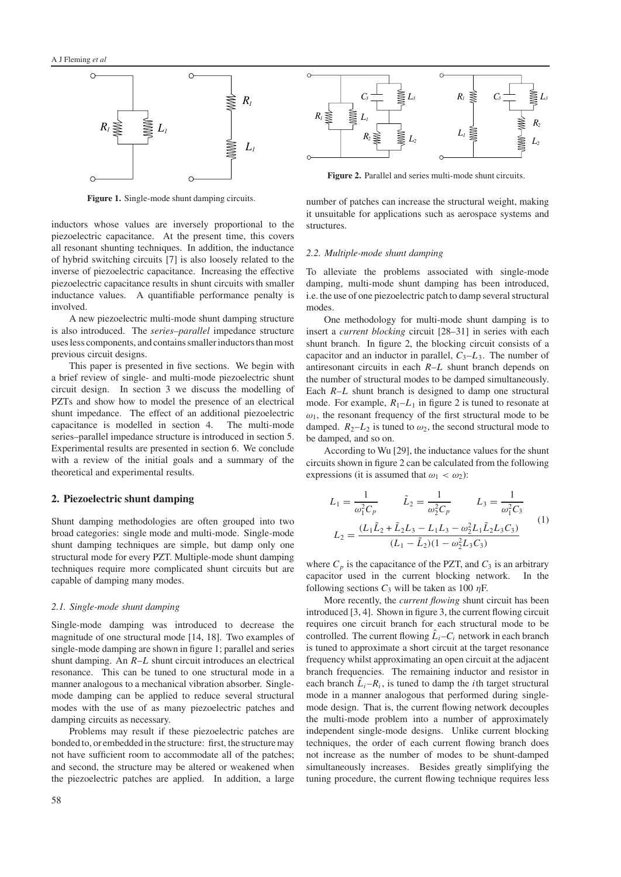Figure 1. Single-mode shunt damping circuits.

Figure 2. Parallel and series multi-mode shunt circuits.

inductors whose values are inversely proportional to the piezoelectric capacitance. At the present time, this covers all resonant shunting techniques. In addition, the inductance of hybrid switching circuits [7] is also loosely related to the inverse of piezoelectric capacitance. Increasing the effective piezoelectric capacitance results in shunt circuits with smaller inductance values. A quantifiable performance penalty is involved.

A new piezoelectric multi-mode shunt damping structure is also introduced. The *series–parallel* impedance structure uses less components, and contains smaller inductors than most previous circuit designs.

This paper is presented in five sections. We begin with a brief review of single- and multi-mode piezoelectric shunt circuit design. In section 3 we discuss the modelling of PZTs and show how to model the presence of an electrical shunt impedance. The effect of an additional piezoelectric capacitance is modelled in section 4. The multi-mode series–parallel impedance structure is introduced in section 5. Experimental results are presented in section 6. We conclude with a review of the initial goals and a summary of the theoretical and experimental results.

## 2. Piezoelectric shunt damping

Shunt damping methodologies are often grouped into two broad categories: single mode and multi-mode. Single-mode shunt damping techniques are simple, but damp only one structural mode for every PZT. Multiple-mode shunt damping techniques require more complicated shunt circuits but are capable of damping many modes.

### 2.1. Single-mode shunt damping

Single-mode damping was introduced to decrease the magnitude of one structural mode [14, 18]. Two examples of single-mode damping are shown in figure 1; parallel and series shunt damping. An $R$–$L$ shunt circuit introduces an electrical resonance. This can be tuned to one structural mode in a manner analogous to a mechanical vibration absorber. Single-mode damping can be applied to reduce several structural modes with the use of as many piezoelectric patches and damping circuits as necessary.

Problems may result if these piezoelectric patches are bonded to, or embedded in the structure: first, the structure may not have sufficient room to accommodate all of the patches; and second, the structure may be altered or weakened when the piezoelectric patches are applied. In addition, a large number of patches can increase the structural weight, making it unsuitable for applications such as aerospace systems and structures.

### 2.2. Multiple-mode shunt damping

To alleviate the problems associated with single-mode damping, multi-mode shunt damping has been introduced, i.e. the use of one piezoelectric patch to damp several structural modes.

One methodology for multi-mode shunt damping is to insert a *current blocking* circuit [28–31] in series with each shunt branch. In figure 2, the blocking circuit consists of a capacitor and an inductor in parallel, $C_3$–$L_3$. The number of antiresonant circuits in each $R$–$L$ shunt branch depends on the number of structural modes to be damped simultaneously. Each $R$–$L$ shunt branch is designed to damp one structural mode. For example, $R_1$–$L_1$ in figure 2 is tuned to resonate at $\omega_1$, the resonant frequency of the first structural mode to be damped. $R_2$–$L_2$ is tuned to $\omega_2$, the second structural mode to be damped, and so on.

According to Wu [29], the inductance values for the shunt circuits shown in figure 2 can be calculated from the following expressions (it is assumed that $\omega_1 < \omega_2$):

$$
\begin{aligned}
L_1 &= \frac{1}{\omega_1^2 C_p} \qquad \tilde{L}_2 = \frac{1}{\omega_2^2 C_p} \qquad L_3 = \frac{1}{\omega_1^2 C_3} \\
L_2 &= \frac{(L_1\tilde{L}_2 + \tilde{L}_2 L_3 - L_1 L_3 - \omega_2^2 L_1 \tilde{L}_2 L_3 C_3)}{(L_1 - \tilde{L}_2)(1 - \omega_2^2 L_3 C_3)}
\end{aligned}
\tag{1}
$$

where $C_p$ is the capacitance of the PZT, and $C_3$ is an arbitrary capacitor used in the current blocking network. In the following sections $C_3$ will be taken as 100 $\eta$F.

More recently, the *current flowing* shunt circuit has been introduced [3, 4]. Shown in figure 3, the current flowing circuit requires one circuit branch for each structural mode to be controlled. The current flowing $\hat{L}_i$–$C_i$ network in each branch is tuned to approximate a short circuit at the target resonance frequency whilst approximating an open circuit at the adjacent branch frequencies. The remaining inductor and resistor in each branch $\tilde{L}_i$–$R_i$, is tuned to damp the $i$th target structural mode in a manner analogous that performed during single-mode design. That is, the current flowing network decouples the multi-mode problem into a number of approximately independent single-mode designs. Unlike current blocking techniques, the order of each current flowing branch does not increase as the number of modes to be shunt-damped simultaneously increases. Besides greatly simplifying the tuning procedure, the current flowing technique requires less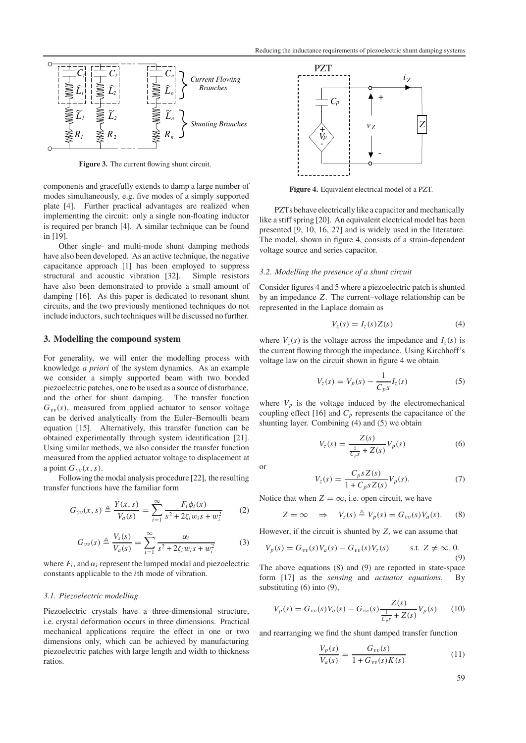Figure 3. The current flowing shunt circuit.

components and gracefully extends to damp a large number of modes simultaneously, e.g. five modes of a simply supported plate [4]. Further practical advantages are realized when implementing the circuit: only a single non-floating inductor is required per branch [4]. A similar technique can be found in [19].

Other single- and multi-mode shunt damping methods have also been developed. As an active technique, the negative capacitance approach [1] has been employed to suppress structural and acoustic vibration [32]. Simple resistors have also been demonstrated to provide a small amount of damping [16]. As this paper is dedicated to resonant shunt circuits, and the two previously mentioned techniques do not include inductors, such techniques will be discussed no further.

## 3. Modelling the compound system

For generality, we will enter the modelling process with knowledge *a priori* of the system dynamics. As an example we consider a simply supported beam with two bonded piezoelectric patches, one to be used as a source of disturbance, and the other for shunt damping. The transfer function $G_{vv}(s)$, measured from applied actuator to sensor voltage can be derived analytically from the Euler–Bernoulli beam equation [15]. Alternatively, this transfer function can be obtained experimentally through system identification [21]. Using similar methods, we also consider the transfer function measured from the applied actuator voltage to displacement at a point $G_{yv}(x, s)$.

Following the modal analysis procedure [22], the resulting transfer functions have the familiar form

$$G_{yv}(x, s) \triangleq \frac{Y(x, s)}{V_a(s)} = \sum_{i=1}^{\infty} \frac{F_i \phi_i(x)}{s^2 + 2\zeta_i w_i s + w_i^2} \tag{2}$$

$$G_{vv}(s) \triangleq \frac{V_s(s)}{V_a(s)} = \sum_{i=1}^{\infty} \frac{\alpha_i}{s^2 + 2\zeta_i w_i s + w_i^2} \tag{3}$$

where $F_i$, and $\alpha_i$ represent the lumped modal and piezoelectric constants applicable to the $i$th mode of vibration.

### 3.1. Piezoelectric modelling

Piezoelectric crystals have a three-dimensional structure, i.e. crystal deformation occurs in three dimensions. Practical mechanical applications require the effect in one or two dimensions only, which can be achieved by manufacturing piezoelectric patches with large length and width to thickness ratios.

Figure 4. Equivalent electrical model of a PZT.

PZTs behave electrically like a capacitor and mechanically like a stiff spring [20]. An equivalent electrical model has been presented [9, 10, 16, 27] and is widely used in the literature. The model, shown in figure 4, consists of a strain-dependent voltage source and series capacitor.

### 3.2. Modelling the presence of a shunt circuit

Consider figures 4 and 5 where a piezoelectric patch is shunted by an impedance $Z$. The current–voltage relationship can be represented in the Laplace domain as

$$V_z(s) = I_z(s) Z(s) \tag{4}$$

where $V_z(s)$ is the voltage across the impedance and $I_z(s)$ is the current flowing through the impedance. Using Kirchhoff's voltage law on the circuit shown in figure 4 we obtain

$$V_z(s) = V_p(s) - \frac{1}{C_p s} I_z(s) \tag{5}$$

where $V_p$ is the voltage induced by the electromechanical coupling effect [16] and $C_p$ represents the capacitance of the shunting layer. Combining (4) and (5) we obtain

$$V_z(s) = \frac{Z(s)}{\frac{1}{C_p s} + Z(s)} V_p(s) \tag{6}$$

or

$$V_z(s) = \frac{C_p s Z(s)}{1 + C_p s Z(s)} V_p(s). \tag{7}$$

Notice that when $Z = \infty$, i.e. open circuit, we have

$$Z = \infty \quad \Rightarrow \quad V_z(s) \triangleq V_p(s) = G_{vv}(s) V_a(s). \tag{8}$$

However, if the circuit is shunted by $Z$, we can assume that

$$V_p(s) = G_{vv}(s) V_a(s) - G_{vv}(s) V_z(s) \qquad \text{s.t. } Z \neq \infty, 0. \tag{9}$$

The above equations (8) and (9) are reported in state-space form [17] as the *sensing* and *actuator equations*. By substituting (6) into (9),

$$V_p(s) = G_{vv}(s) V_a(s) - G_{vv}(s) \frac{Z(s)}{\frac{1}{C_p s} + Z(s)} V_p(s) \tag{10}$$

and rearranging we find the shunt damped transfer function

$$\frac{V_p(s)}{V_a(s)} = \frac{G_{vv}(s)}{1 + G_{vv}(s) K(s)} \tag{11}$$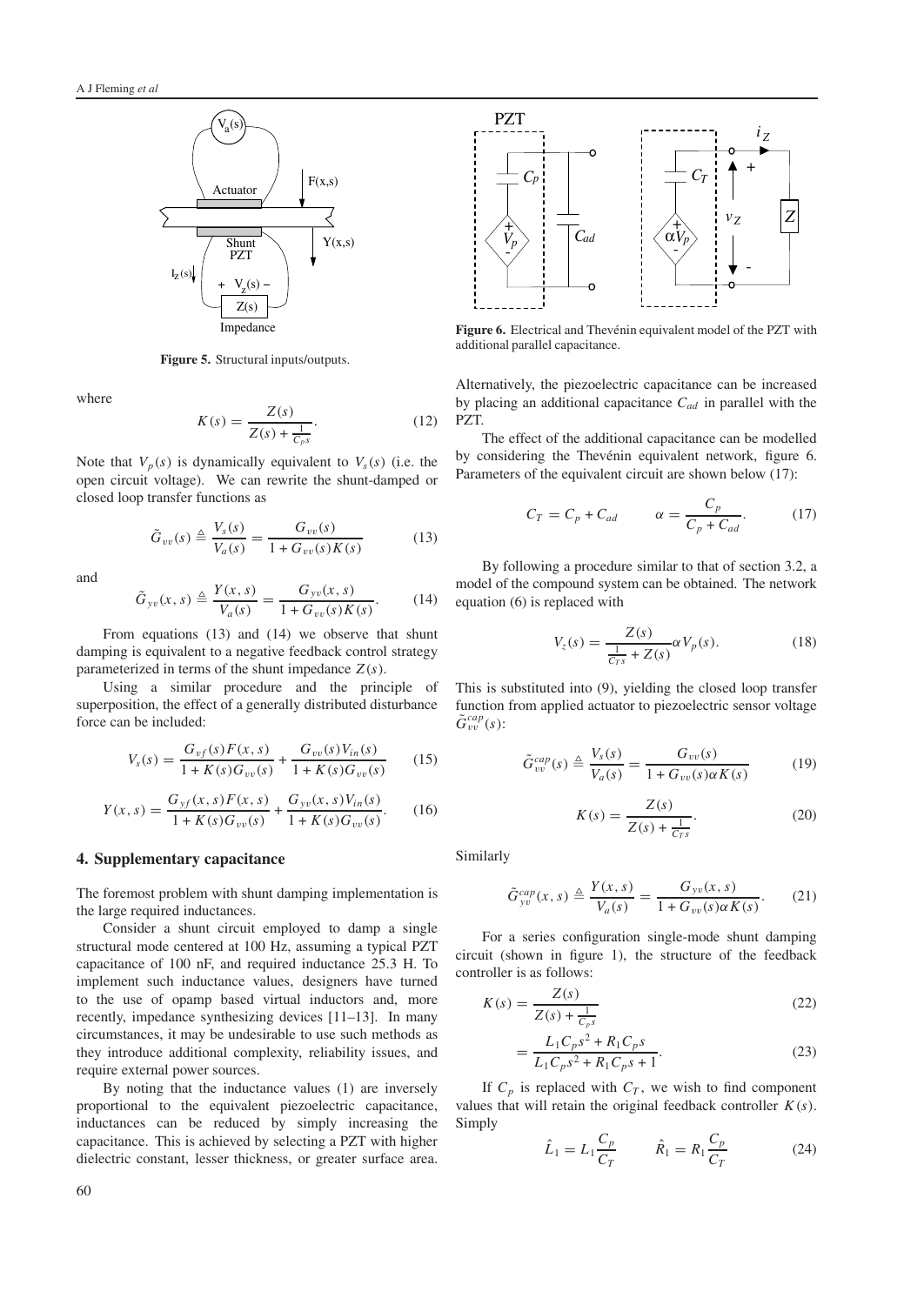**Figure 5.** Structural inputs/outputs.

where

$$K(s) = \frac{Z(s)}{Z(s) + \frac{1}{C_p s}}. \quad (12)$$

Note that $V_p(s)$ is dynamically equivalent to $V_s(s)$ (i.e. the open circuit voltage). We can rewrite the shunt-damped or closed loop transfer functions as

$$\tilde{G}_{vv}(s) \triangleq \frac{V_s(s)}{V_a(s)} = \frac{G_{vv}(s)}{1 + G_{vv}(s)K(s)} \quad (13)$$

and

$$\tilde{G}_{yv}(x, s) \triangleq \frac{Y(x, s)}{V_a(s)} = \frac{G_{yv}(x, s)}{1 + G_{vv}(s)K(s)}. \quad (14)$$

From equations (13) and (14) we observe that shunt damping is equivalent to a negative feedback control strategy parameterized in terms of the shunt impedance $Z(s)$.

Using a similar procedure and the principle of superposition, the effect of a generally distributed disturbance force can be included:

$$V_s(s) = \frac{G_{vf}(s)F(x, s)}{1 + K(s)G_{vv}(s)} + \frac{G_{vv}(s)V_{in}(s)}{1 + K(s)G_{vv}(s)} \quad (15)$$

$$Y(x, s) = \frac{G_{yf}(x, s)F(x, s)}{1 + K(s)G_{vv}(s)} + \frac{G_{yv}(x, s)V_{in}(s)}{1 + K(s)G_{vv}(s)}. \quad (16)$$

## 4. Supplementary capacitance

The foremost problem with shunt damping implementation is the large required inductances.

Consider a shunt circuit employed to damp a single structural mode centered at 100 Hz, assuming a typical PZT capacitance of 100 nF, and required inductance 25.3 H. To implement such inductance values, designers have turned to the use of opamp based virtual inductors and, more recently, impedance synthesizing devices [11–13]. In many circumstances, it may be undesirable to use such methods as they introduce additional complexity, reliability issues, and require external power sources.

By noting that the inductance values (1) are inversely proportional to the equivalent piezoelectric capacitance, inductances can be reduced by simply increasing the capacitance. This is achieved by selecting a PZT with higher dielectric constant, lesser thickness, or greater surface area.

**Figure 6.** Electrical and Thevénin equivalent model of the PZT with additional parallel capacitance.

Alternatively, the piezoelectric capacitance can be increased by placing an additional capacitance $C_{ad}$ in parallel with the PZT.

The effect of the additional capacitance can be modelled by considering the Thevénin equivalent network, figure 6. Parameters of the equivalent circuit are shown below (17):

$$C_T = C_p + C_{ad} \qquad \alpha = \frac{C_p}{C_p + C_{ad}}. \quad (17)$$

By following a procedure similar to that of section 3.2, a model of the compound system can be obtained. The network equation (6) is replaced with

$$V_z(s) = \frac{Z(s)}{\frac{1}{C_T s} + Z(s)} \alpha V_p(s). \quad (18)$$

This is substituted into (9), yielding the closed loop transfer function from applied actuator to piezoelectric sensor voltage $\tilde{G}^{cap}_{vv}(s)$:

$$\tilde{G}^{cap}_{vv}(s) \triangleq \frac{V_s(s)}{V_a(s)} = \frac{G_{vv}(s)}{1 + G_{vv}(s)\alpha K(s)} \quad (19)$$

$$K(s) = \frac{Z(s)}{Z(s) + \frac{1}{C_T s}}. \quad (20)$$

Similarly

$$\tilde{G}^{cap}_{yv}(x, s) \triangleq \frac{Y(x, s)}{V_a(s)} = \frac{G_{yv}(x, s)}{1 + G_{vv}(s)\alpha K(s)}. \quad (21)$$

For a series configuration single-mode shunt damping circuit (shown in figure 1), the structure of the feedback controller is as follows:

$$K(s) = \frac{Z(s)}{Z(s) + \frac{1}{C_p s}} \quad (22)$$

$$= \frac{L_1 C_p s^2 + R_1 C_p s}{L_1 C_p s^2 + R_1 C_p s + 1}. \quad (23)$$

If $C_p$ is replaced with $C_T$, we wish to find component values that will retain the original feedback controller $K(s)$. Simply

$$\hat{L}_1 = L_1 \frac{C_p}{C_T} \qquad \hat{R}_1 = R_1 \frac{C_p}{C_T} \quad (24)$$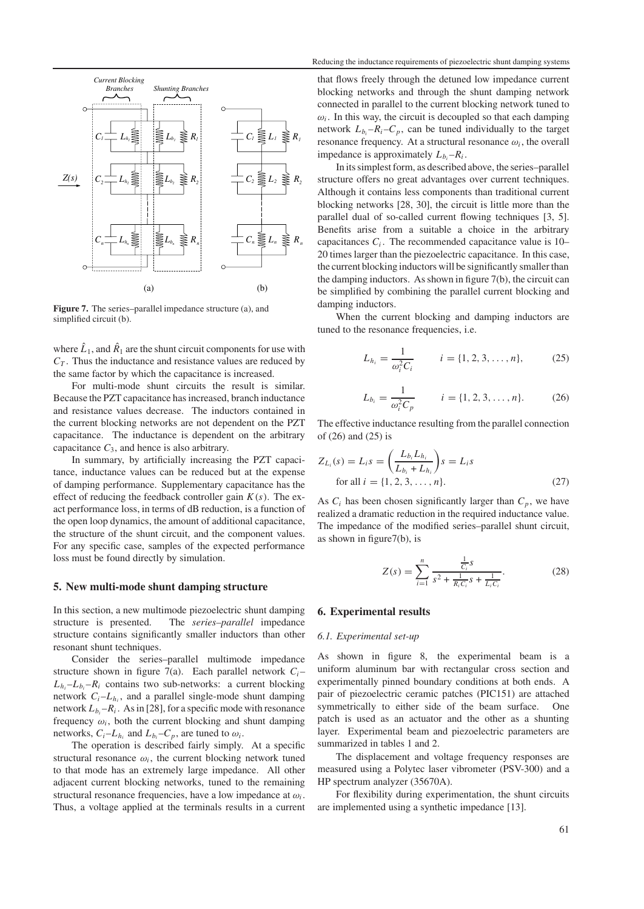**Figure 7.** The series–parallel impedance structure (a), and simplified circuit (b).

where $\hat{L}_1$, and $\hat{R}_1$ are the shunt circuit components for use with $C_T$. Thus the inductance and resistance values are reduced by the same factor by which the capacitance is increased.

For multi-mode shunt circuits the result is similar. Because the PZT capacitance has increased, branch inductance and resistance values decrease. The inductors contained in the current blocking networks are not dependent on the PZT capacitance. The inductance is dependent on the arbitrary capacitance $C_3$, and hence is also arbitrary.

In summary, by artificially increasing the PZT capacitance, inductance values can be reduced but at the expense of damping performance. Supplementary capacitance has the effect of reducing the feedback controller gain $K(s)$. The exact performance loss, in terms of dB reduction, is a function of the open loop dynamics, the amount of additional capacitance, the structure of the shunt circuit, and the component values. For any specific case, samples of the expected performance loss must be found directly by simulation.

## 5. New multi-mode shunt damping structure

In this section, a new multimode piezoelectric shunt damping structure is presented. The *series–parallel* impedance structure contains significantly smaller inductors than other resonant shunt techniques.

Consider the series–parallel multimode impedance structure shown in figure 7(a). Each parallel network $C_i$–$L_{h_i}$–$L_{b_i}$–$R_i$ contains two sub-networks: a current blocking network $C_i$–$L_{h_i}$, and a parallel single-mode shunt damping network $L_{b_i}$–$R_i$. As in [28], for a specific mode with resonance frequency $\omega_i$, both the current blocking and shunt damping networks, $C_i$–$L_{h_i}$ and $L_{b_i}$–$C_p$, are tuned to $\omega_i$.

The operation is described fairly simply. At a specific structural resonance $\omega_i$, the current blocking network tuned to that mode has an extremely large impedance. All other adjacent current blocking networks, tuned to the remaining structural resonance frequencies, have a low impedance at $\omega_i$. Thus, a voltage applied at the terminals results in a current that flows freely through the detuned low impedance current blocking networks and through the shunt damping network connected in parallel to the current blocking network tuned to $\omega_i$. In this way, the circuit is decoupled so that each damping network $L_{b_i}$–$R_i$–$C_p$, can be tuned individually to the target resonance frequency. At a structural resonance $\omega_i$, the overall impedance is approximately $L_{b_i}$–$R_i$.

In its simplest form, as described above, the series–parallel structure offers no great advantages over current techniques. Although it contains less components than traditional current blocking networks [28, 30], the circuit is little more than the parallel dual of so-called current flowing techniques [3, 5]. Benefits arise from a suitable a choice in the arbitrary capacitances $C_i$. The recommended capacitance value is 10–20 times larger than the piezoelectric capacitance. In this case, the current blocking inductors will be significantly smaller than the damping inductors. As shown in figure 7(b), the circuit can be simplified by combining the parallel current blocking and damping inductors.

When the current blocking and damping inductors are tuned to the resonance frequencies, i.e.

$$L_{h_i} = \frac{1}{\omega_i^2 C_i} \qquad i = \{1, 2, 3, \ldots, n\}, \tag{25}$$

$$L_{b_i} = \frac{1}{\omega_i^2 C_p} \qquad i = \{1, 2, 3, \ldots, n\}. \tag{26}$$

The effective inductance resulting from the parallel connection of (26) and (25) is

$$Z_{L_i}(s) = L_i s = \left(\frac{L_{b_i} L_{h_i}}{L_{b_i} + L_{h_i}}\right) s = L_i s$$
$$\text{for all } i = \{1, 2, 3, \ldots, n\}. \tag{27}$$

As $C_i$ has been chosen significantly larger than $C_p$, we have realized a dramatic reduction in the required inductance value. The impedance of the modified series–parallel shunt circuit, as shown in figure7(b), is

$$Z(s) = \sum_{i=1}^{n} \frac{\frac{1}{C_i} s}{s^2 + \frac{1}{R_i C_i} s + \frac{1}{L_i C_i}}. \tag{28}$$

## 6. Experimental results

### 6.1. Experimental set-up

As shown in figure 8, the experimental beam is a uniform aluminum bar with rectangular cross section and experimentally pinned boundary conditions at both ends. A pair of piezoelectric ceramic patches (PIC151) are attached symmetrically to either side of the beam surface. One patch is used as an actuator and the other as a shunting layer. Experimental beam and piezoelectric parameters are summarized in tables 1 and 2.

The displacement and voltage frequency responses are measured using a Polytec laser vibrometer (PSV-300) and a HP spectrum analyzer (35670A).

For flexibility during experimentation, the shunt circuits are implemented using a synthetic impedance [13].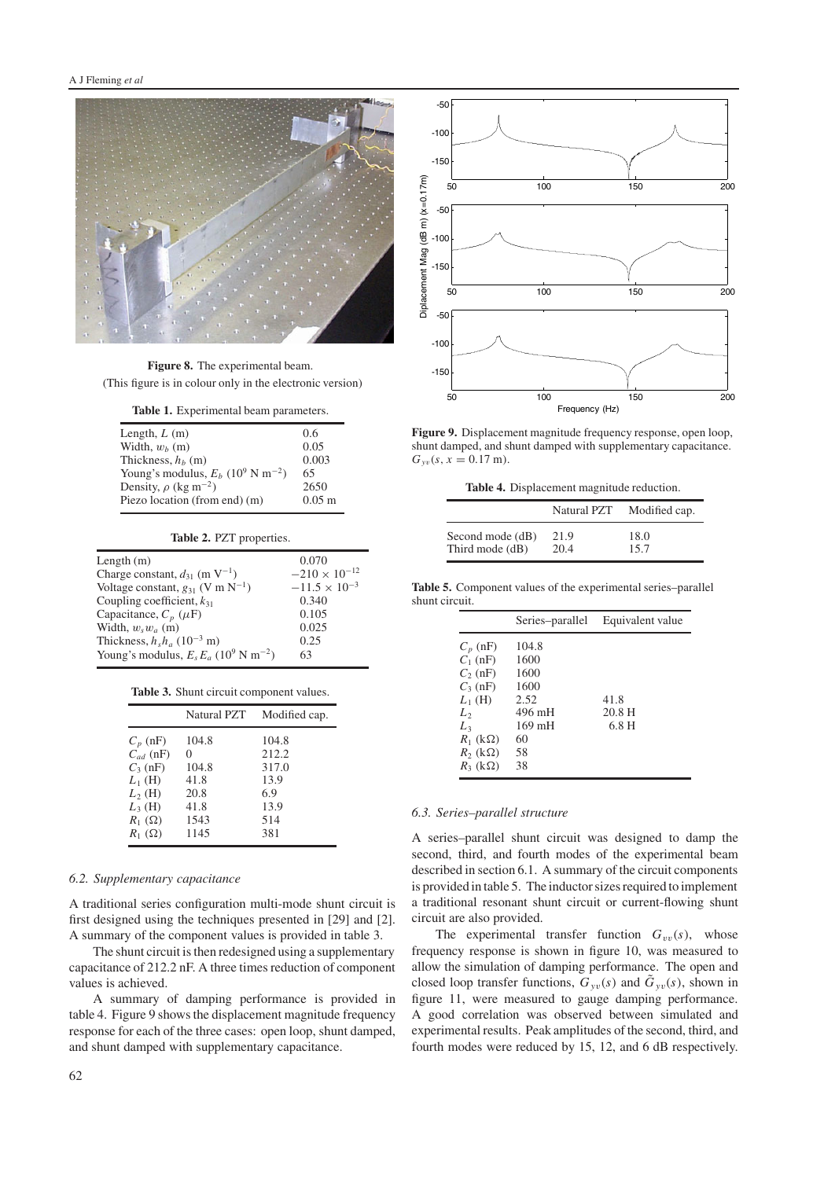Figure 8. The experimental beam.
(This figure is in colour only in the electronic version)

**Table 1.** Experimental beam parameters.

| | |
|---|---|
| Length, $L$ (m) | 0.6 |
| Width, $w_b$ (m) | 0.05 |
| Thickness, $h_b$ (m) | 0.003 |
| Young's modulus, $E_b$ ($10^9$ N m$^{-2}$) | 65 |
| Density, $\rho$ (kg m$^{-2}$) | 2650 |
| Piezo location (from end) (m) | 0.05 m |

**Table 2.** PZT properties.

| | |
|---|---|
| Length (m) | 0.070 |
| Charge constant, $d_{31}$ (m V$^{-1}$) | $-210 \times 10^{-12}$ |
| Voltage constant, $g_{31}$ (V m N$^{-1}$) | $-11.5 \times 10^{-3}$ |
| Coupling coefficient, $k_{31}$ | 0.340 |
| Capacitance, $C_p$ ($\mu$F) | 0.105 |
| Width, $w_s w_a$ (m) | 0.025 |
| Thickness, $h_s h_a$ ($10^{-3}$ m) | 0.25 |
| Young's modulus, $E_s E_a$ ($10^9$ N m$^{-2}$) | 63 |

**Table 3.** Shunt circuit component values.

| | Natural PZT | Modified cap. |
|---|---|---|
| $C_p$ (nF) | 104.8 | 104.8 |
| $C_{ad}$ (nF) | 0 | 212.2 |
| $C_3$ (nF) | 104.8 | 317.0 |
| $L_1$ (H) | 41.8 | 13.9 |
| $L_2$ (H) | 20.8 | 6.9 |
| $L_3$ (H) | 41.8 | 13.9 |
| $R_1$ ($\Omega$) | 1543 | 514 |
| $R_1$ ($\Omega$) | 1145 | 381 |

### 6.2. Supplementary capacitance

A traditional series configuration multi-mode shunt circuit is first designed using the techniques presented in [29] and [2]. A summary of the component values is provided in table 3.

The shunt circuit is then redesigned using a supplementary capacitance of 212.2 nF. A three times reduction of component values is achieved.

A summary of damping performance is provided in table 4. Figure 9 shows the displacement magnitude frequency response for each of the three cases: open loop, shunt damped, and shunt damped with supplementary capacitance.

**Figure 9.** Displacement magnitude frequency response, open loop, shunt damped, and shunt damped with supplementary capacitance. $G_{yv}(s, x = 0.17 \text{ m})$.

**Table 4.** Displacement magnitude reduction.

| | Natural PZT | Modified cap. |
|---|---|---|
| Second mode (dB) | 21.9 | 18.0 |
| Third mode (dB) | 20.4 | 15.7 |

**Table 5.** Component values of the experimental series–parallel shunt circuit.

| | Series–parallel | Equivalent value |
|---|---|---|
| $C_p$ (nF) | 104.8 | |
| $C_1$ (nF) | 1600 | |
| $C_2$ (nF) | 1600 | |
| $C_3$ (nF) | 1600 | |
| $L_1$ (H) | 2.52 | 41.8 |
| $L_2$ | 496 mH | 20.8 H |
| $L_3$ | 169 mH | 6.8 H |
| $R_1$ (k$\Omega$) | 60 | |
| $R_2$ (k$\Omega$) | 58 | |
| $R_3$ (k$\Omega$) | 38 | |

### 6.3. Series–parallel structure

A series–parallel shunt circuit was designed to damp the second, third, and fourth modes of the experimental beam described in section 6.1. A summary of the circuit components is provided in table 5. The inductor sizes required to implement a traditional resonant shunt circuit or current-flowing shunt circuit are also provided.

The experimental transfer function $G_{vv}(s)$, whose frequency response is shown in figure 10, was measured to allow the simulation of damping performance. The open and closed loop transfer functions, $G_{yv}(s)$ and $\tilde{G}_{yv}(s)$, shown in figure 11, were measured to gauge damping performance. A good correlation was observed between simulated and experimental results. Peak amplitudes of the second, third, and fourth modes were reduced by 15, 12, and 6 dB respectively.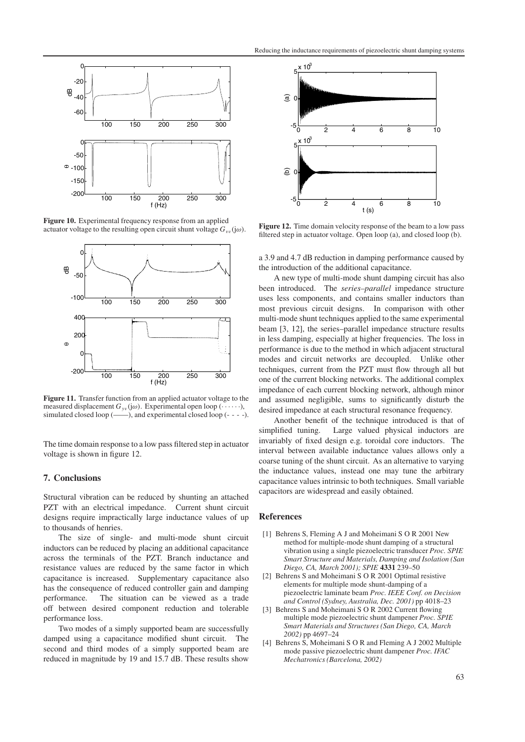**Figure 10.** Experimental frequency response from an applied actuator voltage to the resulting open circuit shunt voltage $G_{vv}(j\omega)$.

**Figure 11.** Transfer function from an applied actuator voltage to the measured displacement $G_{yv}(j\omega)$. Experimental open loop (······), simulated closed loop (——), and experimental closed loop (- - - -).

The time domain response to a low pass filtered step in actuator voltage is shown in figure 12.

**Figure 12.** Time domain velocity response of the beam to a low pass filtered step in actuator voltage. Open loop (a), and closed loop (b).

## 7. Conclusions

Structural vibration can be reduced by shunting an attached PZT with an electrical impedance. Current shunt circuit designs require impractically large inductance values of up to thousands of henries.

The size of single- and multi-mode shunt circuit inductors can be reduced by placing an additional capacitance across the terminals of the PZT. Branch inductance and resistance values are reduced by the same factor in which capacitance is increased. Supplementary capacitance also has the consequence of reduced controller gain and damping performance. The situation can be viewed as a trade off between desired component reduction and tolerable performance loss.

Two modes of a simply supported beam are successfully damped using a capacitance modified shunt circuit. The second and third modes of a simply supported beam are reduced in magnitude by 19 and 15.7 dB. These results show a 3.9 and 4.7 dB reduction in damping performance caused by the introduction of the additional capacitance.

A new type of multi-mode shunt damping circuit has also been introduced. The *series–parallel* impedance structure uses less components, and contains smaller inductors than most previous circuit designs. In comparison with other multi-mode shunt techniques applied to the same experimental beam [3, 12], the series–parallel impedance structure results in less damping, especially at higher frequencies. The loss in performance is due to the method in which adjacent structural modes and circuit networks are decoupled. Unlike other techniques, current from the PZT must flow through all but one of the current blocking networks. The additional complex impedance of each current blocking network, although minor and assumed negligible, sums to significantly disturb the desired impedance at each structural resonance frequency.

Another benefit of the technique introduced is that of simplified tuning. Large valued physical inductors are invariably of fixed design e.g. toroidal core inductors. The interval between available inductance values allows only a coarse tuning of the shunt circuit. As an alternative to varying the inductance values, instead one may tune the arbitrary capacitance values intrinsic to both techniques. Small variable capacitors are widespread and easily obtained.

## References

[1] Behrens S, Fleming A J and Moheimani S O R 2001 New method for multiple-mode shunt damping of a structural vibration using a single piezoelectric transducer *Proc. SPIE Smart Structure and Materials, Damping and Isolation (San Diego, CA, March 2001); SPIE* **4331** 239–50

[2] Behrens S and Moheimani S O R 2001 Optimal resistive elements for multiple mode shunt-damping of a piezoelectric laminate beam *Proc. IEEE Conf. on Decision and Control (Sydney, Australia, Dec. 2001)* pp 4018–23

[3] Behrens S and Moheimani S O R 2002 Current flowing multiple mode piezoelectric shunt dampener *Proc. SPIE Smart Materials and Structures (San Diego, CA, March 2002)* pp 4697–24

[4] Behrens S, Moheimani S O R and Fleming A J 2002 Multiple mode passive piezoelectric shunt dampener *Proc. IFAC Mechatronics (Barcelona, 2002)*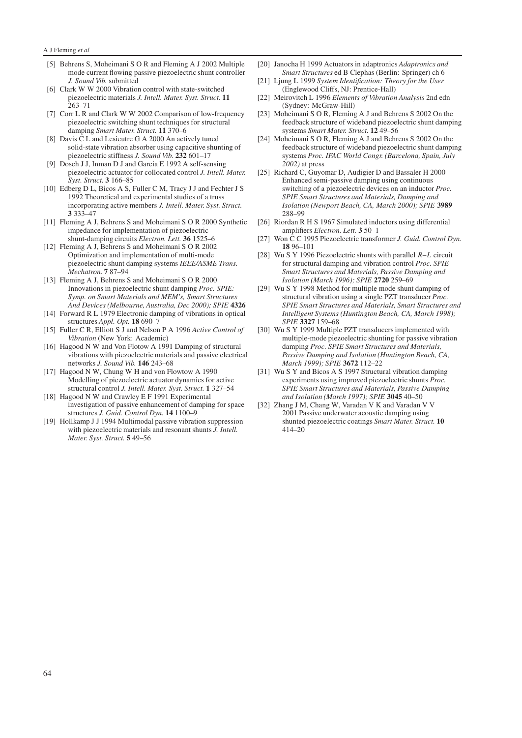[5] Behrens S, Moheimani S O R and Fleming A J 2002 Multiple mode current flowing passive piezoelectric shunt controller *J. Sound Vib.* submitted

[6] Clark W W 2000 Vibration control with state-switched piezoelectric materials *J. Intell. Mater. Syst. Struct.* **11** 263–71

[7] Corr L R and Clark W W 2002 Comparison of low-frequency piezoelectric switching shunt techniques for structural damping *Smart Mater. Struct.* **11** 370–6

[8] Davis C L and Lesieutre G A 2000 An actively tuned solid-state vibration absorber using capacitive shunting of piezoelectric stiffness *J. Sound Vib.* **232** 601–17

[9] Dosch J J, Inman D J and Garcia E 1992 A self-sensing piezoelectric actuator for collocated control *J. Intell. Mater. Syst. Struct.* **3** 166–85

[10] Edberg D L, Bicos A S, Fuller C M, Tracy J J and Fechter J S 1992 Theoretical and experimental studies of a truss incorporating active members *J. Intell. Mater. Syst. Struct.* **3** 333–47

[11] Fleming A J, Behrens S and Moheimani S O R 2000 Synthetic impedance for implementation of piezoelectric shunt-damping circuits *Electron. Lett.* **36** 1525–6

[12] Fleming A J, Behrens S and Moheimani S O R 2002 Optimization and implementation of multi-mode piezoelectric shunt damping systems *IEEE/ASME Trans. Mechatron.* **7** 87–94

[13] Fleming A J, Behrens S and Moheimani S O R 2000 Innovations in piezoelectric shunt damping *Proc. SPIE: Symp. on Smart Materials and MEM's, Smart Structures And Devices (Melbourne, Australia, Dec 2000); SPIE* **4326**

[14] Forward R L 1979 Electronic damping of vibrations in optical structures *Appl. Opt.* **18** 690–7

[15] Fuller C R, Elliott S J and Nelson P A 1996 *Active Control of Vibration* (New York: Academic)

[16] Hagood N W and Von Flotow A 1991 Damping of structural vibrations with piezoelectric materials and passive electrical networks *J. Sound Vib.* **146** 243–68

[17] Hagood N W, Chung W H and von Flowtow A 1990 Modelling of piezoelectric actuator dynamics for active structural control *J. Intell. Mater. Syst. Struct.* **1** 327–54

[18] Hagood N W and Crawley E F 1991 Experimental investigation of passive enhancement of damping for space structures *J. Guid. Control Dyn.* **14** 1100–9

[19] Hollkamp J J 1994 Multimodal passive vibration suppression with piezoelectric materials and resonant shunts *J. Intell. Mater. Syst. Struct.* **5** 49–56

[20] Janocha H 1999 Actuators in adaptronics *Adaptronics and Smart Structures* ed B Clephas (Berlin: Springer) ch 6

[21] Ljung L 1999 *System Identification: Theory for the User* (Englewood Cliffs, NJ: Prentice-Hall)

[22] Meirovitch L 1996 *Elements of Vibration Analysis* 2nd edn (Sydney: McGraw-Hill)

[23] Moheimani S O R, Fleming A J and Behrens S 2002 On the feedback structure of wideband piezoelectric shunt damping systems *Smart Mater. Struct.* **12** 49–56

[24] Moheimani S O R, Fleming A J and Behrens S 2002 On the feedback structure of wideband piezoelectric shunt damping systems *Proc. IFAC World Congr. (Barcelona, Spain, July 2002)* at press

[25] Richard C, Guyomar D, Audigier D and Bassaler H 2000 Enhanced semi-passive damping using continuous switching of a piezoelectric devices on an inductor *Proc. SPIE Smart Structures and Materials, Damping and Isolation (Newport Beach, CA, March 2000); SPIE* **3989** 288–99

[26] Riordan R H S 1967 Simulated inductors using differential amplifiers *Electron. Lett.* **3** 50–1

[27] Won C C 1995 Piezoelectric transformer *J. Guid. Control Dyn.* **18** 96–101

[28] Wu S Y 1996 Piezoelectric shunts with parallel $R$–$L$ circuit for structural damping and vibration control *Proc. SPIE Smart Structures and Materials, Passive Damping and Isolation (March 1996); SPIE* **2720** 259–69

[29] Wu S Y 1998 Method for multiple mode shunt damping of structural vibration using a single PZT transducer *Proc. SPIE Smart Structures and Materials, Smart Structures and Intelligent Systems (Huntington Beach, CA, March 1998); SPIE* **3327** 159–68

[30] Wu S Y 1999 Multiple PZT transducers implemented with multiple-mode piezoelectric shunting for passive vibration damping *Proc. SPIE Smart Structures and Materials, Passive Damping and Isolation (Huntington Beach, CA, March 1999); SPIE* **3672** 112–22

[31] Wu S Y and Bicos A S 1997 Structural vibration damping experiments using improved piezoelectric shunts *Proc. SPIE Smart Structures and Materials, Passive Damping and Isolation (March 1997); SPIE* **3045** 40–50

[32] Zhang J M, Chang W, Varadan V K and Varadan V V 2001 Passive underwater acoustic damping using shunted piezoelectric coatings *Smart Mater. Struct.* **10** 414–20